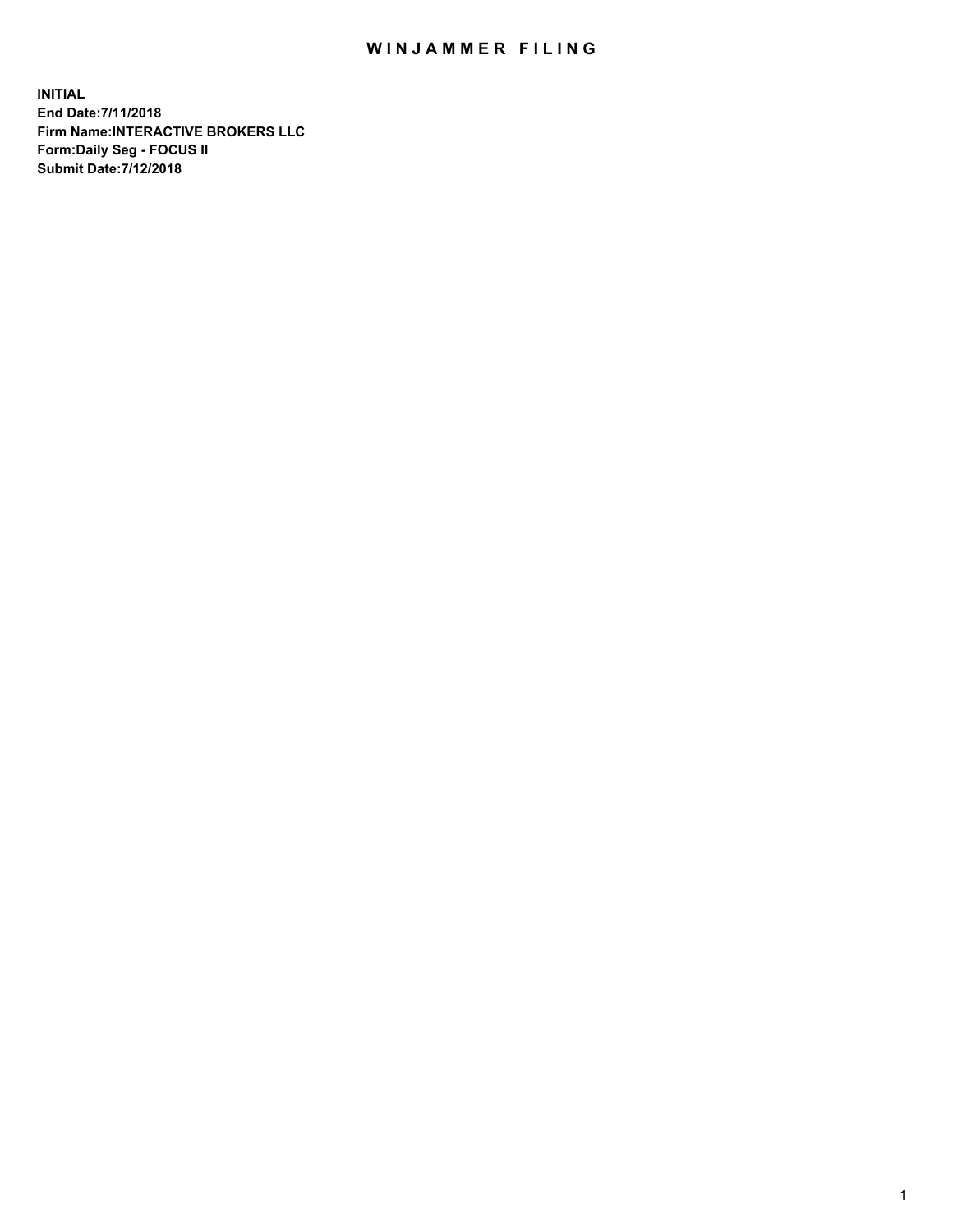# WINJAMMER FILING

**INITIAL**
**End Date:7/11/2018**
**Firm Name:INTERACTIVE BROKERS LLC**
**Form:Daily Seg - FOCUS II**
**Submit Date:7/12/2018**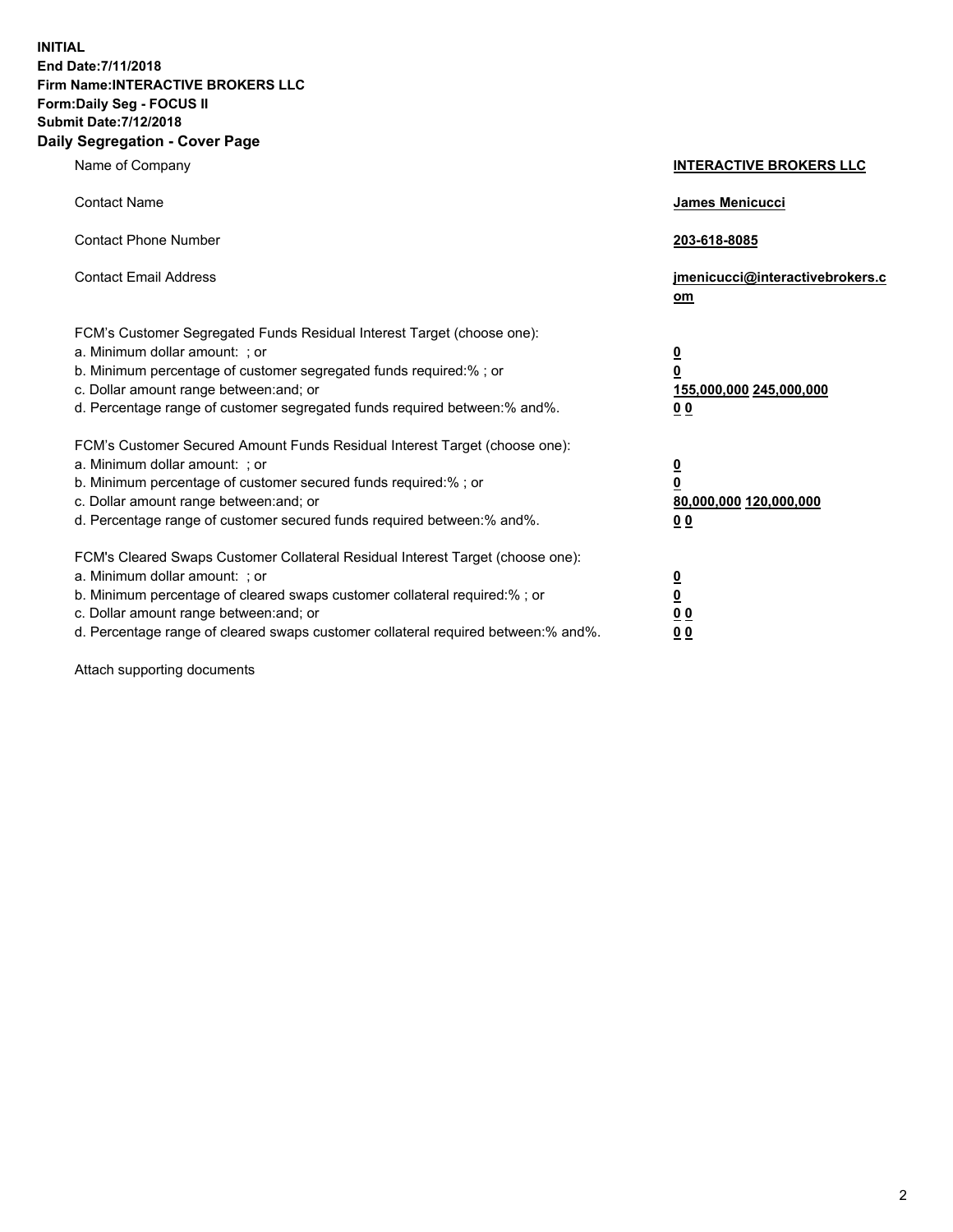**INITIAL**
**End Date:7/11/2018**
**Firm Name:INTERACTIVE BROKERS LLC**
**Form:Daily Seg - FOCUS II**
**Submit Date:7/12/2018**
**Daily Segregation - Cover Page**

| | |
|---|---|
| Name of Company | **INTERACTIVE BROKERS LLC** |
| Contact Name | **James Menicucci** |
| Contact Phone Number | **203-618-8085** |
| Contact Email Address | **jmenicucci@interactivebrokers.com** |
| FCM's Customer Segregated Funds Residual Interest Target (choose one): | |
| a. Minimum dollar amount: ; or | **0** |
| b. Minimum percentage of customer segregated funds required:% ; or | **0** |
| c. Dollar amount range between:and; or | **155,000,000 245,000,000** |
| d. Percentage range of customer segregated funds required between:% and%. | **0 0** |
| FCM's Customer Secured Amount Funds Residual Interest Target (choose one): | |
| a. Minimum dollar amount: ; or | **0** |
| b. Minimum percentage of customer secured funds required:% ; or | **0** |
| c. Dollar amount range between:and; or | **80,000,000 120,000,000** |
| d. Percentage range of customer secured funds required between:% and%. | **0 0** |
| FCM's Cleared Swaps Customer Collateral Residual Interest Target (choose one): | |
| a. Minimum dollar amount: ; or | **0** |
| b. Minimum percentage of cleared swaps customer collateral required:% ; or | **0** |
| c. Dollar amount range between:and; or | **0 0** |
| d. Percentage range of cleared swaps customer collateral required between:% and%. | **0 0** |

Attach supporting documents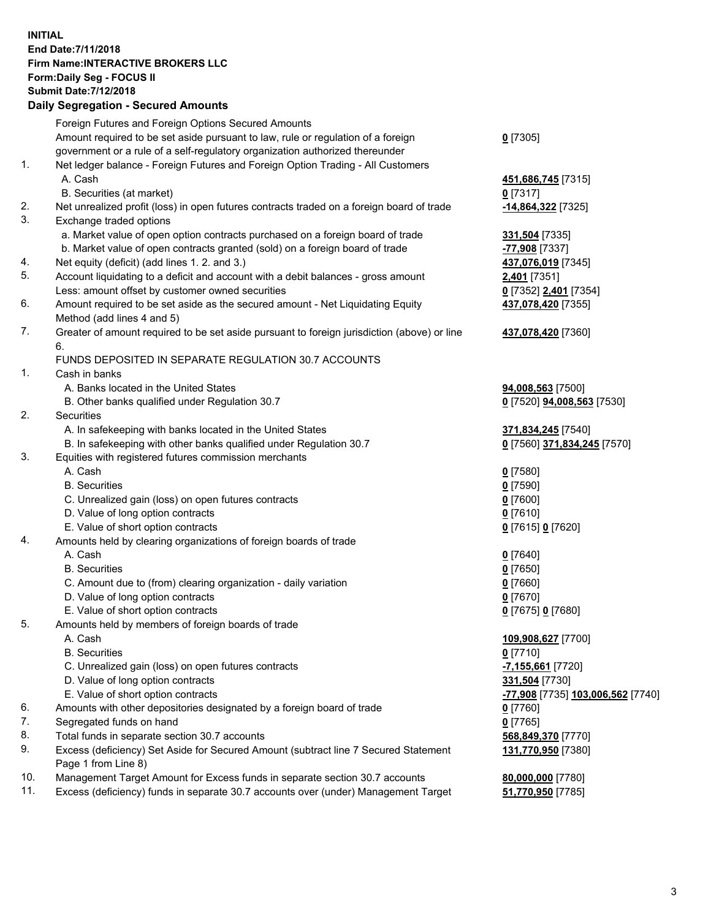**INITIAL**
**End Date:7/11/2018**
**Firm Name:INTERACTIVE BROKERS LLC**
**Form:Daily Seg - FOCUS II**
**Submit Date:7/12/2018**

**Daily Segregation - Secured Amounts**

| | | |
|---|---|---|
| | Foreign Futures and Foreign Options Secured Amounts | |
| | Amount required to be set aside pursuant to law, rule or regulation of a foreign government or a rule of a self-regulatory organization authorized thereunder | **0** [7305] |
| 1. | Net ledger balance - Foreign Futures and Foreign Option Trading - All Customers | |
| | A. Cash | **451,686,745** [7315] |
| | B. Securities (at market) | **0** [7317] |
| 2. | Net unrealized profit (loss) in open futures contracts traded on a foreign board of trade | **-14,864,322** [7325] |
| 3. | Exchange traded options | |
| | a. Market value of open option contracts purchased on a foreign board of trade | **331,504** [7335] |
| | b. Market value of open contracts granted (sold) on a foreign board of trade | **-77,908** [7337] |
| 4. | Net equity (deficit) (add lines 1. 2. and 3.) | **437,076,019** [7345] |
| 5. | Account liquidating to a deficit and account with a debit balances - gross amount | **2,401** [7351] |
| | Less: amount offset by customer owned securities | **0** [7352] **2,401** [7354] |
| 6. | Amount required to be set aside as the secured amount - Net Liquidating Equity Method (add lines 4 and 5) | **437,078,420** [7355] |
| 7. | Greater of amount required to be set aside pursuant to foreign jurisdiction (above) or line 6. | **437,078,420** [7360] |
| | FUNDS DEPOSITED IN SEPARATE REGULATION 30.7 ACCOUNTS | |
| 1. | Cash in banks | |
| | A. Banks located in the United States | **94,008,563** [7500] |
| | B. Other banks qualified under Regulation 30.7 | **0** [7520] **94,008,563** [7530] |
| 2. | Securities | |
| | A. In safekeeping with banks located in the United States | **371,834,245** [7540] |
| | B. In safekeeping with other banks qualified under Regulation 30.7 | **0** [7560] **371,834,245** [7570] |
| 3. | Equities with registered futures commission merchants | |
| | A. Cash | **0** [7580] |
| | B. Securities | **0** [7590] |
| | C. Unrealized gain (loss) on open futures contracts | **0** [7600] |
| | D. Value of long option contracts | **0** [7610] |
| | E. Value of short option contracts | **0** [7615] **0** [7620] |
| 4. | Amounts held by clearing organizations of foreign boards of trade | |
| | A. Cash | **0** [7640] |
| | B. Securities | **0** [7650] |
| | C. Amount due to (from) clearing organization - daily variation | **0** [7660] |
| | D. Value of long option contracts | **0** [7670] |
| | E. Value of short option contracts | **0** [7675] **0** [7680] |
| 5. | Amounts held by members of foreign boards of trade | |
| | A. Cash | **109,908,627** [7700] |
| | B. Securities | **0** [7710] |
| | C. Unrealized gain (loss) on open futures contracts | **-7,155,661** [7720] |
| | D. Value of long option contracts | **331,504** [7730] |
| | E. Value of short option contracts | **-77,908** [7735] **103,006,562** [7740] |
| 6. | Amounts with other depositories designated by a foreign board of trade | **0** [7760] |
| 7. | Segregated funds on hand | **0** [7765] |
| 8. | Total funds in separate section 30.7 accounts | **568,849,370** [7770] |
| 9. | Excess (deficiency) Set Aside for Secured Amount (subtract line 7 Secured Statement Page 1 from Line 8) | **131,770,950** [7380] |
| 10. | Management Target Amount for Excess funds in separate section 30.7 accounts | **80,000,000** [7780] |
| 11. | Excess (deficiency) funds in separate 30.7 accounts over (under) Management Target | **51,770,950** [7785] |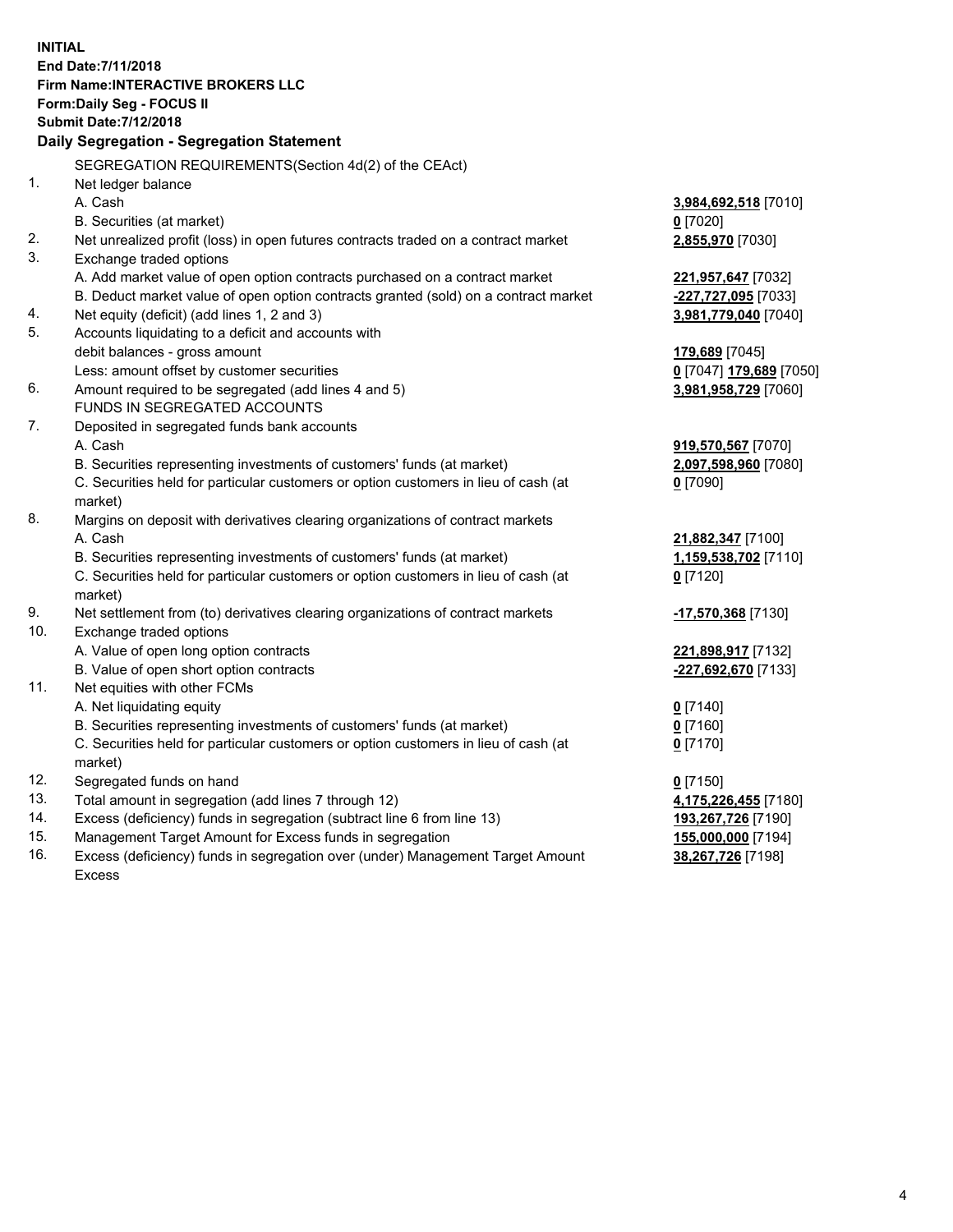**INITIAL**
**End Date:7/11/2018**
**Firm Name:INTERACTIVE BROKERS LLC**
**Form:Daily Seg - FOCUS II**
**Submit Date:7/12/2018**

**Daily Segregation - Segregation Statement**

| | | |
|---|---|---|
| | SEGREGATION REQUIREMENTS(Section 4d(2) of the CEAct) | |
| 1. | Net ledger balance | |
| | A. Cash | **3,984,692,518** [7010] |
| | B. Securities (at market) | **0** [7020] |
| 2. | Net unrealized profit (loss) in open futures contracts traded on a contract market | **2,855,970** [7030] |
| 3. | Exchange traded options | |
| | A. Add market value of open option contracts purchased on a contract market | **221,957,647** [7032] |
| | B. Deduct market value of open option contracts granted (sold) on a contract market | **-227,727,095** [7033] |
| 4. | Net equity (deficit) (add lines 1, 2 and 3) | **3,981,779,040** [7040] |
| 5. | Accounts liquidating to a deficit and accounts with | |
| | debit balances - gross amount | **179,689** [7045] |
| | Less: amount offset by customer securities | **0** [7047] **179,689** [7050] |
| 6. | Amount required to be segregated (add lines 4 and 5) | **3,981,958,729** [7060] |
| | FUNDS IN SEGREGATED ACCOUNTS | |
| 7. | Deposited in segregated funds bank accounts | |
| | A. Cash | **919,570,567** [7070] |
| | B. Securities representing investments of customers' funds (at market) | **2,097,598,960** [7080] |
| | C. Securities held for particular customers or option customers in lieu of cash (at market) | **0** [7090] |
| 8. | Margins on deposit with derivatives clearing organizations of contract markets | |
| | A. Cash | **21,882,347** [7100] |
| | B. Securities representing investments of customers' funds (at market) | **1,159,538,702** [7110] |
| | C. Securities held for particular customers or option customers in lieu of cash (at market) | **0** [7120] |
| 9. | Net settlement from (to) derivatives clearing organizations of contract markets | **-17,570,368** [7130] |
| 10. | Exchange traded options | |
| | A. Value of open long option contracts | **221,898,917** [7132] |
| | B. Value of open short option contracts | **-227,692,670** [7133] |
| 11. | Net equities with other FCMs | |
| | A. Net liquidating equity | **0** [7140] |
| | B. Securities representing investments of customers' funds (at market) | **0** [7160] |
| | C. Securities held for particular customers or option customers in lieu of cash (at market) | **0** [7170] |
| 12. | Segregated funds on hand | **0** [7150] |
| 13. | Total amount in segregation (add lines 7 through 12) | **4,175,226,455** [7180] |
| 14. | Excess (deficiency) funds in segregation (subtract line 6 from line 13) | **193,267,726** [7190] |
| 15. | Management Target Amount for Excess funds in segregation | **155,000,000** [7194] |
| 16. | Excess (deficiency) funds in segregation over (under) Management Target Amount Excess | **38,267,726** [7198] |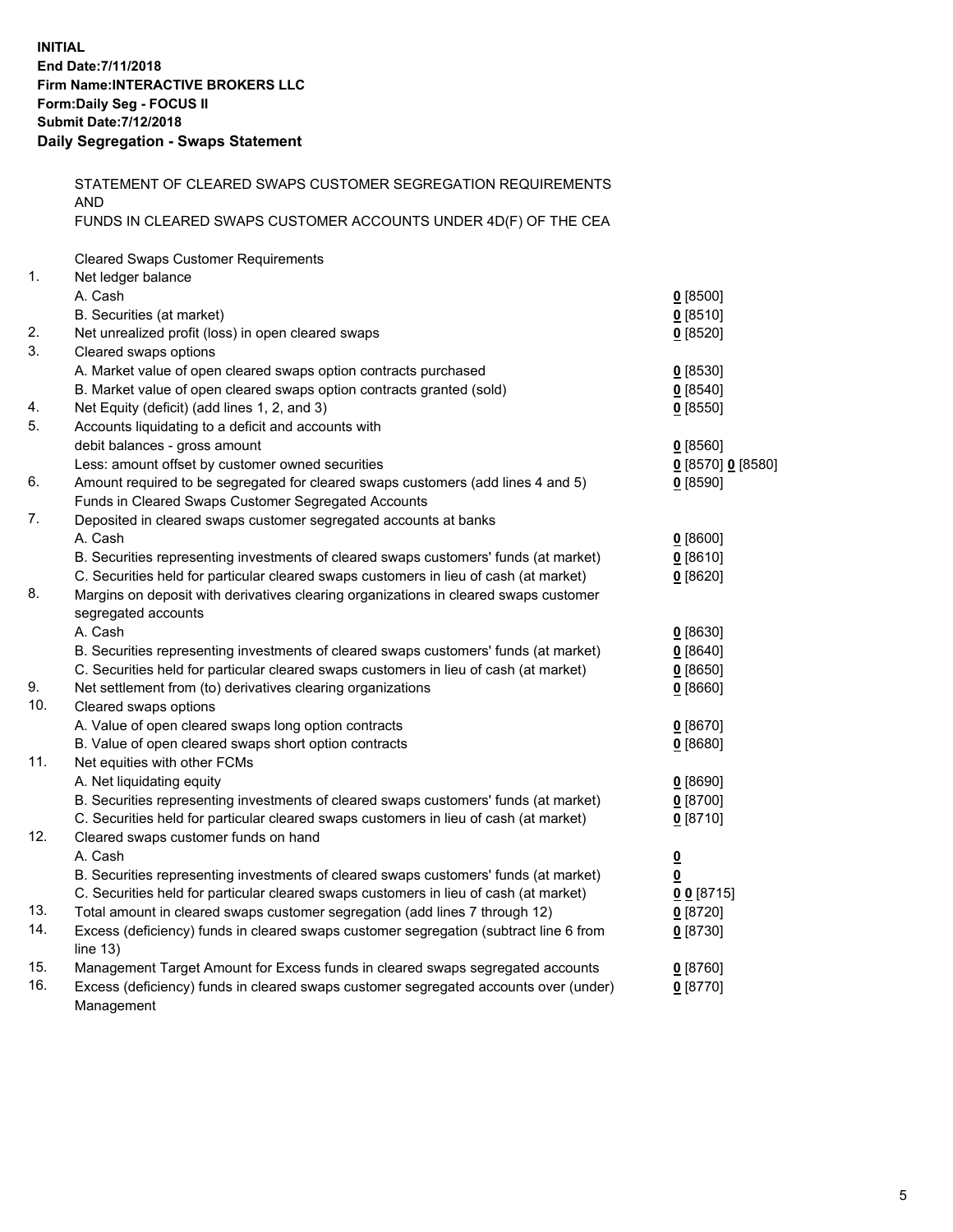**INITIAL**
**End Date:7/11/2018**
**Firm Name:INTERACTIVE BROKERS LLC**
**Form:Daily Seg - FOCUS II**
**Submit Date:7/12/2018**
**Daily Segregation - Swaps Statement**

STATEMENT OF CLEARED SWAPS CUSTOMER SEGREGATION REQUIREMENTS AND FUNDS IN CLEARED SWAPS CUSTOMER ACCOUNTS UNDER 4D(F) OF THE CEA

| | | |
|---|---|---|
| | Cleared Swaps Customer Requirements | |
| 1. | Net ledger balance | |
| | A. Cash | 0 [8500] |
| | B. Securities (at market) | 0 [8510] |
| 2. | Net unrealized profit (loss) in open cleared swaps | 0 [8520] |
| 3. | Cleared swaps options | |
| | A. Market value of open cleared swaps option contracts purchased | 0 [8530] |
| | B. Market value of open cleared swaps option contracts granted (sold) | 0 [8540] |
| 4. | Net Equity (deficit) (add lines 1, 2, and 3) | 0 [8550] |
| 5. | Accounts liquidating to a deficit and accounts with debit balances - gross amount | 0 [8560] |
| | Less: amount offset by customer owned securities | 0 [8570] 0 [8580] |
| 6. | Amount required to be segregated for cleared swaps customers (add lines 4 and 5) | 0 [8590] |
| | Funds in Cleared Swaps Customer Segregated Accounts | |
| 7. | Deposited in cleared swaps customer segregated accounts at banks | |
| | A. Cash | 0 [8600] |
| | B. Securities representing investments of cleared swaps customers' funds (at market) | 0 [8610] |
| | C. Securities held for particular cleared swaps customers in lieu of cash (at market) | 0 [8620] |
| 8. | Margins on deposit with derivatives clearing organizations in cleared swaps customer segregated accounts | |
| | A. Cash | 0 [8630] |
| | B. Securities representing investments of cleared swaps customers' funds (at market) | 0 [8640] |
| | C. Securities held for particular cleared swaps customers in lieu of cash (at market) | 0 [8650] |
| 9. | Net settlement from (to) derivatives clearing organizations | 0 [8660] |
| 10. | Cleared swaps options | |
| | A. Value of open cleared swaps long option contracts | 0 [8670] |
| | B. Value of open cleared swaps short option contracts | 0 [8680] |
| 11. | Net equities with other FCMs | |
| | A. Net liquidating equity | 0 [8690] |
| | B. Securities representing investments of cleared swaps customers' funds (at market) | 0 [8700] |
| | C. Securities held for particular cleared swaps customers in lieu of cash (at market) | 0 [8710] |
| 12. | Cleared swaps customer funds on hand | |
| | A. Cash | 0 |
| | B. Securities representing investments of cleared swaps customers' funds (at market) | 0 |
| | C. Securities held for particular cleared swaps customers in lieu of cash (at market) | 0 0 [8715] |
| 13. | Total amount in cleared swaps customer segregation (add lines 7 through 12) | 0 [8720] |
| 14. | Excess (deficiency) funds in cleared swaps customer segregation (subtract line 6 from line 13) | 0 [8730] |
| 15. | Management Target Amount for Excess funds in cleared swaps segregated accounts | 0 [8760] |
| 16. | Excess (deficiency) funds in cleared swaps customer segregated accounts over (under) Management | 0 [8770] |